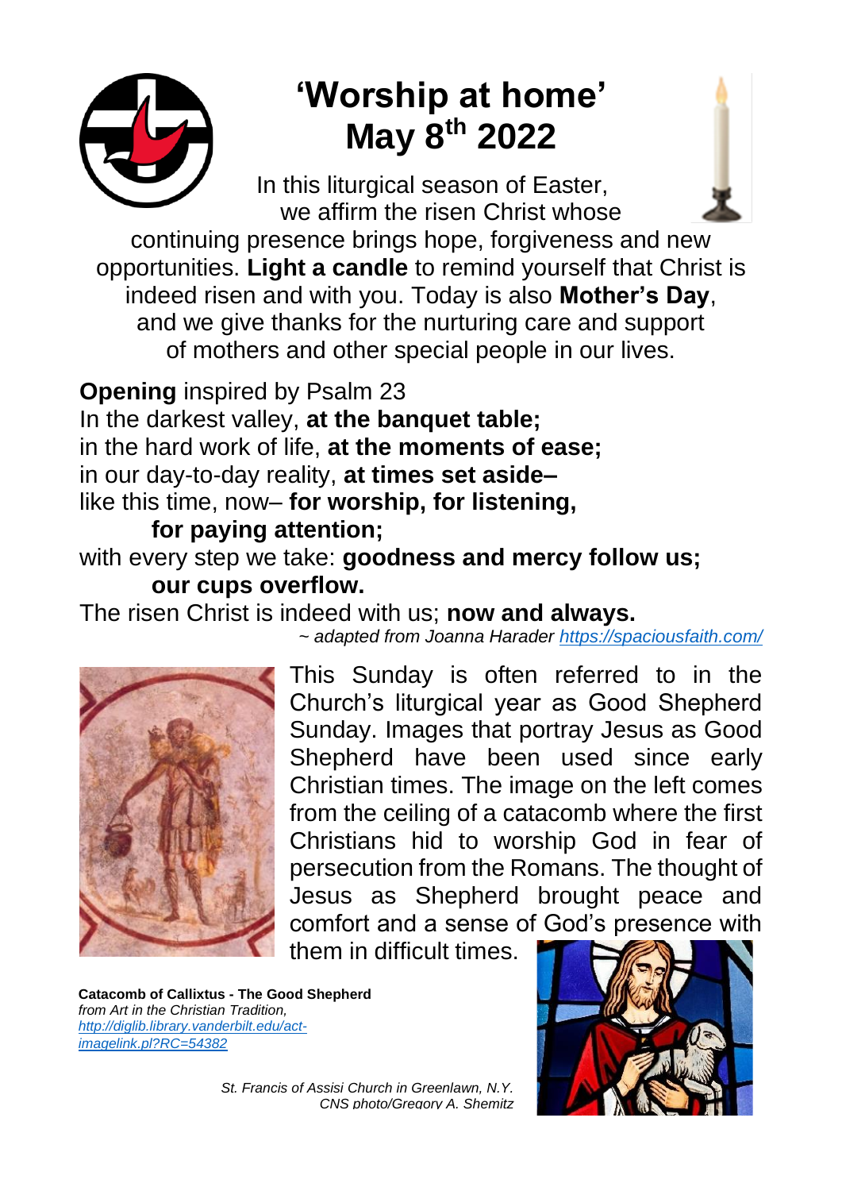# 'Worship at home'
# May 8th 2022

In this liturgical season of Easter, we affirm the risen Christ whose continuing presence brings hope, forgiveness and new opportunities. **Light a candle** to remind yourself that Christ is indeed risen and with you. Today is also **Mother's Day**, and we give thanks for the nurturing care and support of mothers and other special people in our lives.

**Opening** inspired by Psalm 23

In the darkest valley, **at the banquet table;**
in the hard work of life, **at the moments of ease;**
in our day-to-day reality, **at times set aside–**
like this time, now– **for worship, for listening,**
  **for paying attention;**
with every step we take: **goodness and mercy follow us;**
  **our cups overflow.**
The risen Christ is indeed with us; **now and always.**

*~ adapted from Joanna Harader https://spaciousfaith.com/*

This Sunday is often referred to in the Church's liturgical year as Good Shepherd Sunday. Images that portray Jesus as Good Shepherd have been used since early Christian times. The image on the left comes from the ceiling of a catacomb where the first Christians hid to worship God in fear of persecution from the Romans. The thought of Jesus as Shepherd brought peace and comfort and a sense of God's presence with them in difficult times.

**Catacomb of Callixtus - The Good Shepherd**
*from Art in the Christian Tradition,*
*http://diglib.library.vanderbilt.edu/act-imagelink.pl?RC=54382*

*St. Francis of Assisi Church in Greenlawn, N.Y.*
*CNS photo/Gregory A. Shemitz*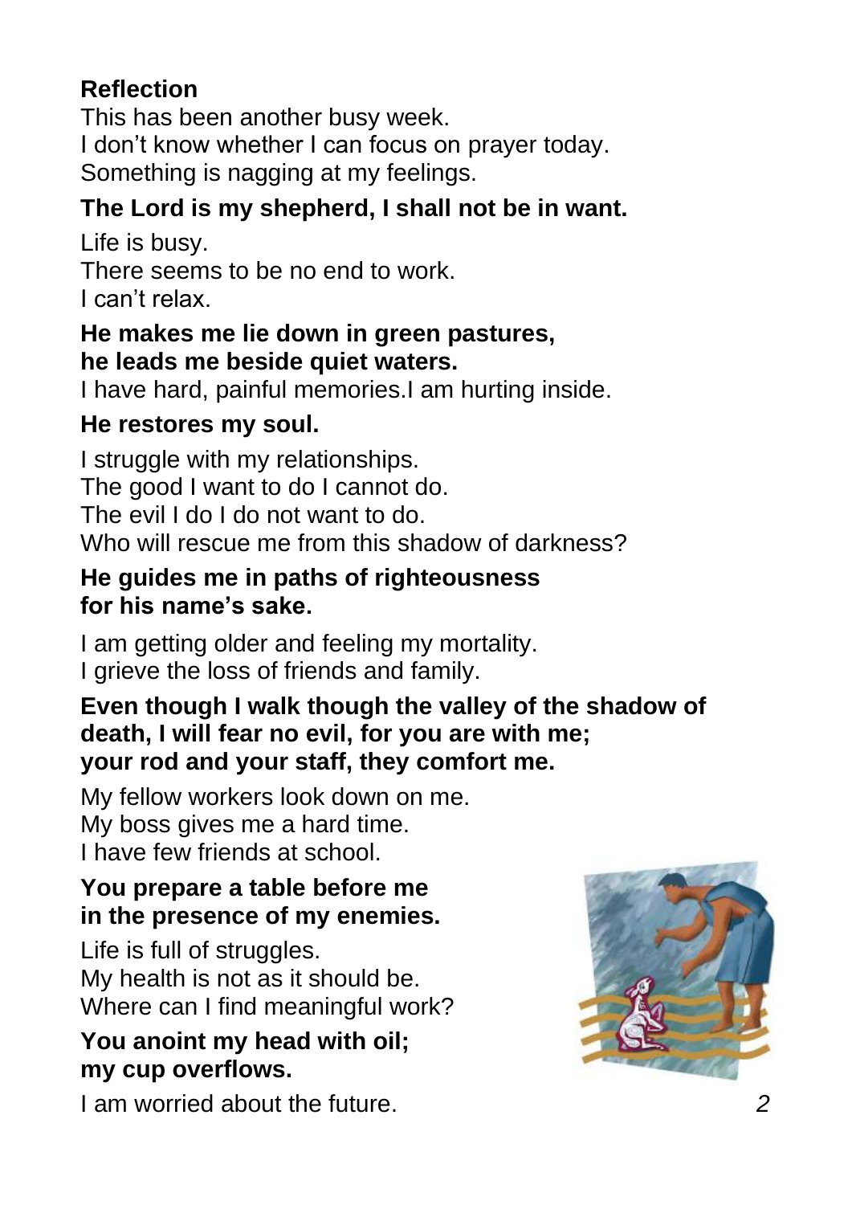**Reflection**

This has been another busy week.
I don't know whether I can focus on prayer today.
Something is nagging at my feelings.

**The Lord is my shepherd, I shall not be in want.**

Life is busy.
There seems to be no end to work.
I can't relax.

**He makes me lie down in green pastures,**
**he leads me beside quiet waters.**

I have hard, painful memories.I am hurting inside.

**He restores my soul.**

I struggle with my relationships.
The good I want to do I cannot do.
The evil I do I do not want to do.
Who will rescue me from this shadow of darkness?

**He guides me in paths of righteousness**
**for his name's sake.**

I am getting older and feeling my mortality.
I grieve the loss of friends and family.

**Even though I walk though the valley of the shadow of death, I will fear no evil, for you are with me;**
**your rod and your staff, they comfort me.**

My fellow workers look down on me.
My boss gives me a hard time.
I have few friends at school.

**You prepare a table before me**
**in the presence of my enemies.**

Life is full of struggles.
My health is not as it should be.
Where can I find meaningful work?

**You anoint my head with oil;**
**my cup overflows.**

I am worried about the future.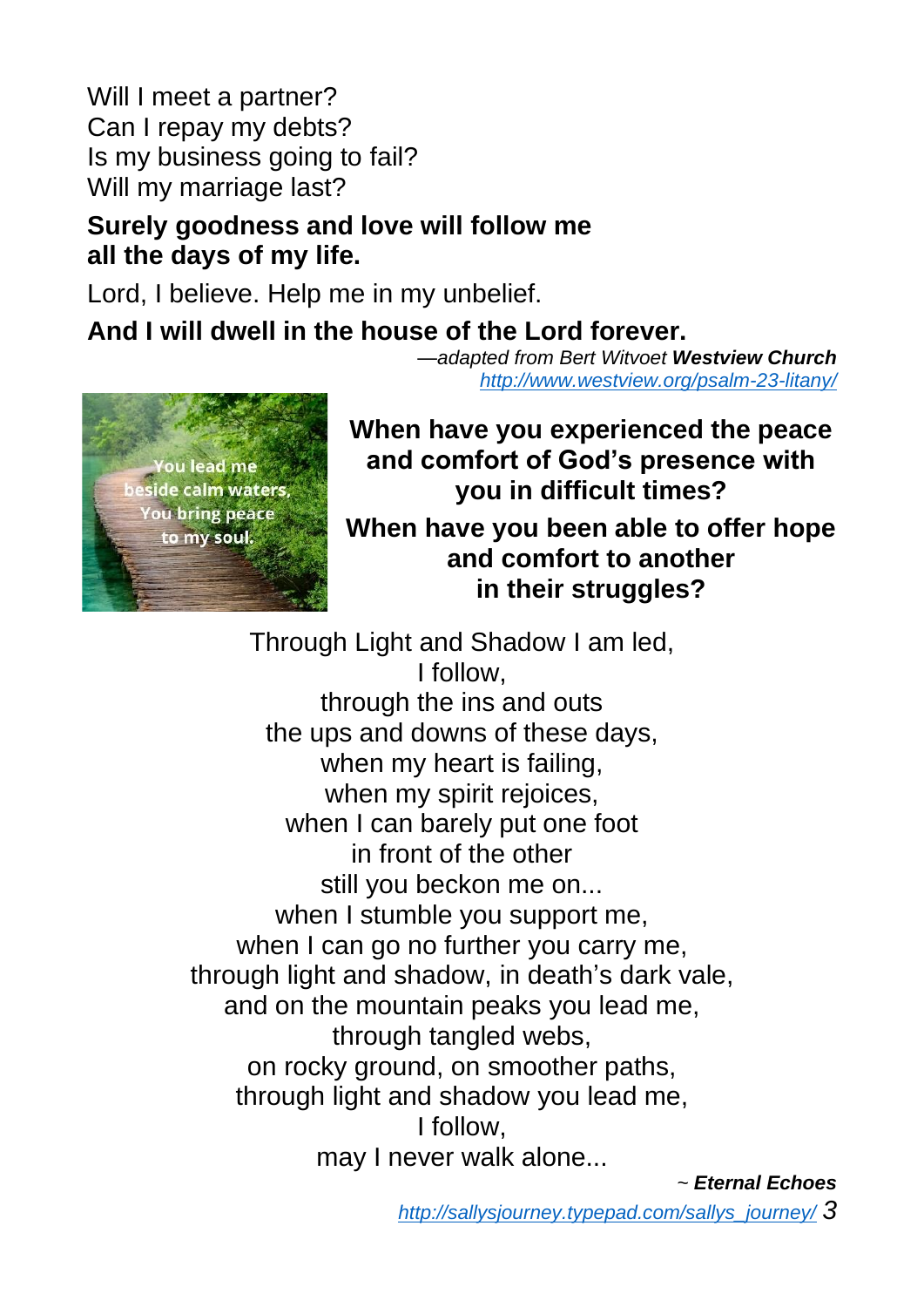Will I meet a partner?
Can I repay my debts?
Is my business going to fail?
Will my marriage last?

**Surely goodness and love will follow me all the days of my life.**

Lord, I believe. Help me in my unbelief.

**And I will dwell in the house of the Lord forever.**

*—adapted from Bert Witvoet* ***Westview Church***
*http://www.westview.org/psalm-23-litany/*

You lead me beside calm waters, You bring peace to my soul.

**When have you experienced the peace and comfort of God's presence with you in difficult times?**

**When have you been able to offer hope and comfort to another in their struggles?**

Through Light and Shadow I am led,
I follow,
through the ins and outs
the ups and downs of these days,
when my heart is failing,
when my spirit rejoices,
when I can barely put one foot
in front of the other
still you beckon me on...
when I stumble you support me,
when I can go no further you carry me,
through light and shadow, in death's dark vale,
and on the mountain peaks you lead me,
through tangled webs,
on rocky ground, on smoother paths,
through light and shadow you lead me,
I follow,
may I never walk alone...

~ ***Eternal Echoes***
*http://sallysjourney.typepad.com/sallys_journey/*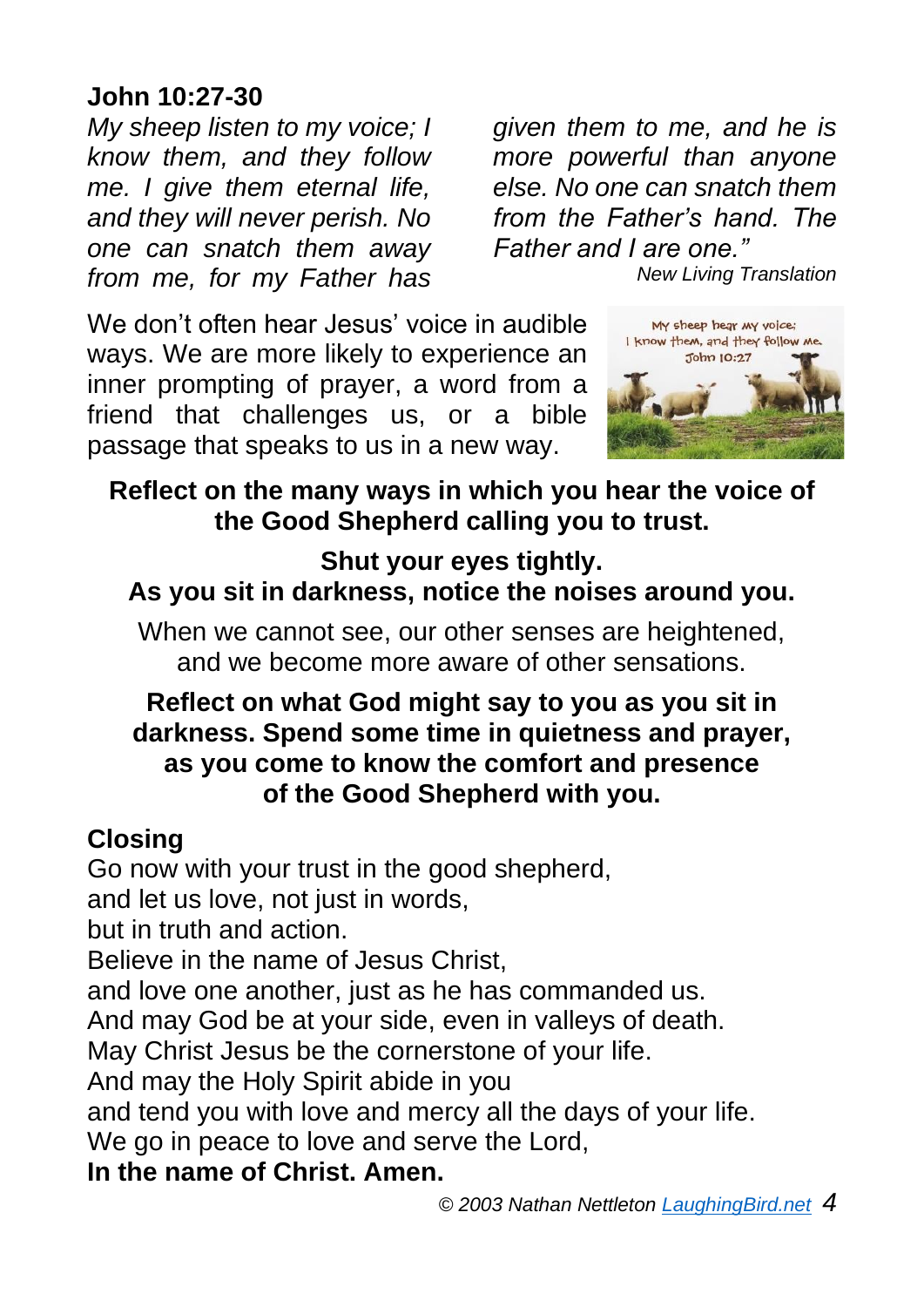**John 10:27-30**

*My sheep listen to my voice; I know them, and they follow me. I give them eternal life, and they will never perish. No one can snatch them away from me, for my Father has given them to me, and he is more powerful than anyone else. No one can snatch them from the Father's hand. The Father and I are one."*

*New Living Translation*

We don't often hear Jesus' voice in audible ways. We are more likely to experience an inner prompting of prayer, a word from a friend that challenges us, or a bible passage that speaks to us in a new way.

**Reflect on the many ways in which you hear the voice of the Good Shepherd calling you to trust.**

**Shut your eyes tightly.**
**As you sit in darkness, notice the noises around you.**

When we cannot see, our other senses are heightened, and we become more aware of other sensations.

**Reflect on what God might say to you as you sit in darkness. Spend some time in quietness and prayer, as you come to know the comfort and presence of the Good Shepherd with you.**

## Closing

Go now with your trust in the good shepherd,
and let us love, not just in words,
but in truth and action.
Believe in the name of Jesus Christ,
and love one another, just as he has commanded us.
And may God be at your side, even in valleys of death.
May Christ Jesus be the cornerstone of your life.
And may the Holy Spirit abide in you
and tend you with love and mercy all the days of your life.
We go in peace to love and serve the Lord,
**In the name of Christ. Amen.**

*© 2003 Nathan Nettleton LaughingBird.net*